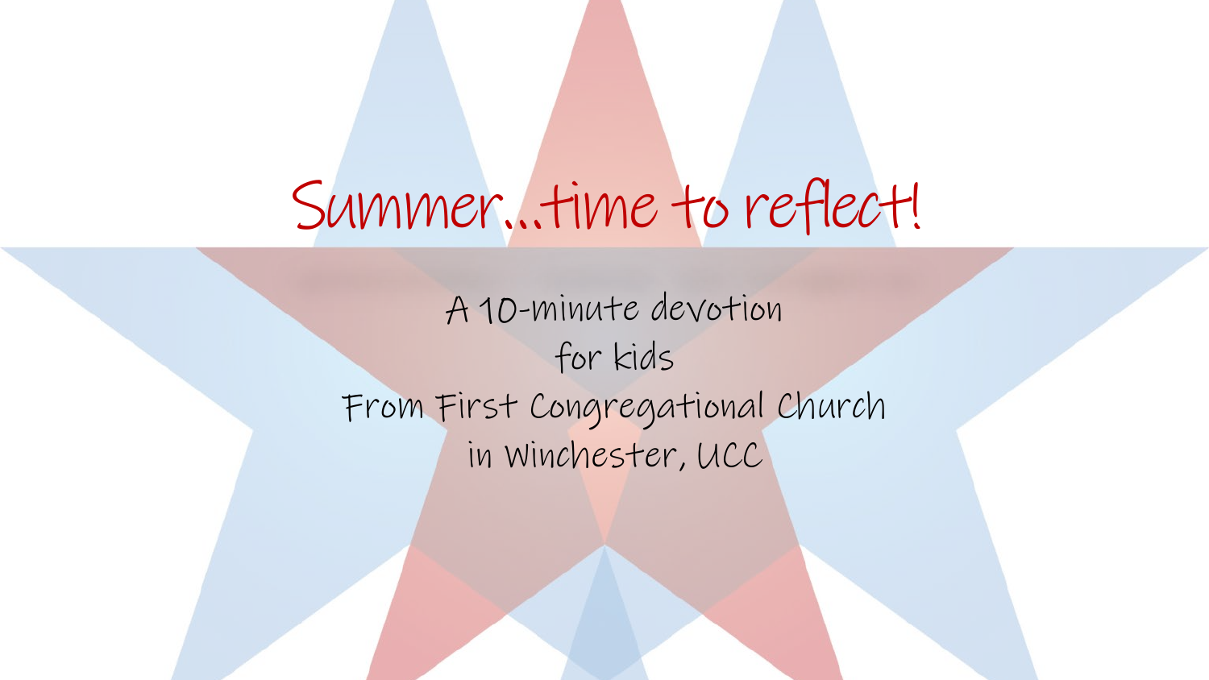# Summer…time to reflect!

A 10-minute devotion
for kids
From First Congregational Church
in Winchester, UCC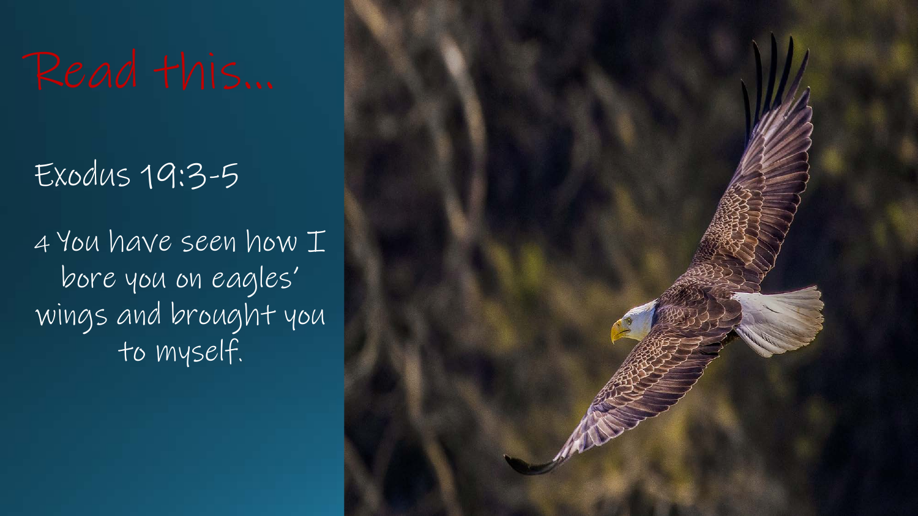# Read this...

Exodus 19:3-5

4 You have seen how I bore you on eagles' wings and brought you to myself.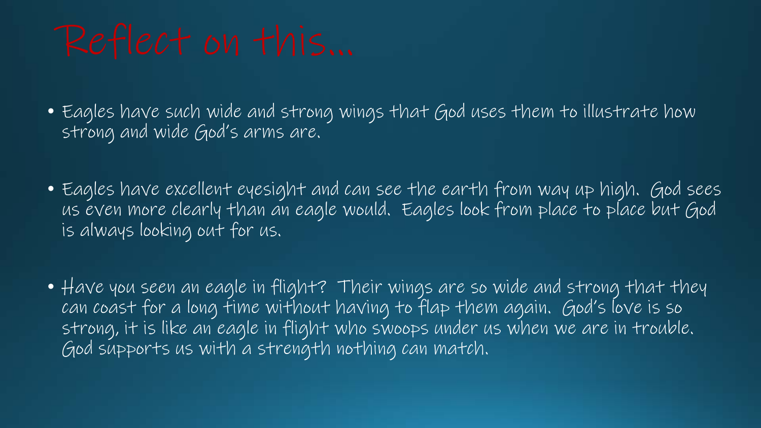# Reflect on this...

- Eagles have such wide and strong wings that God uses them to illustrate how strong and wide God's arms are.
- Eagles have excellent eyesight and can see the earth from way up high. God sees us even more clearly than an eagle would. Eagles look from place to place but God is always looking out for us.
- Have you seen an eagle in flight? Their wings are so wide and strong that they can coast for a long time without having to flap them again. God's love is so strong, it is like an eagle in flight who swoops under us when we are in trouble. God supports us with a strength nothing can match.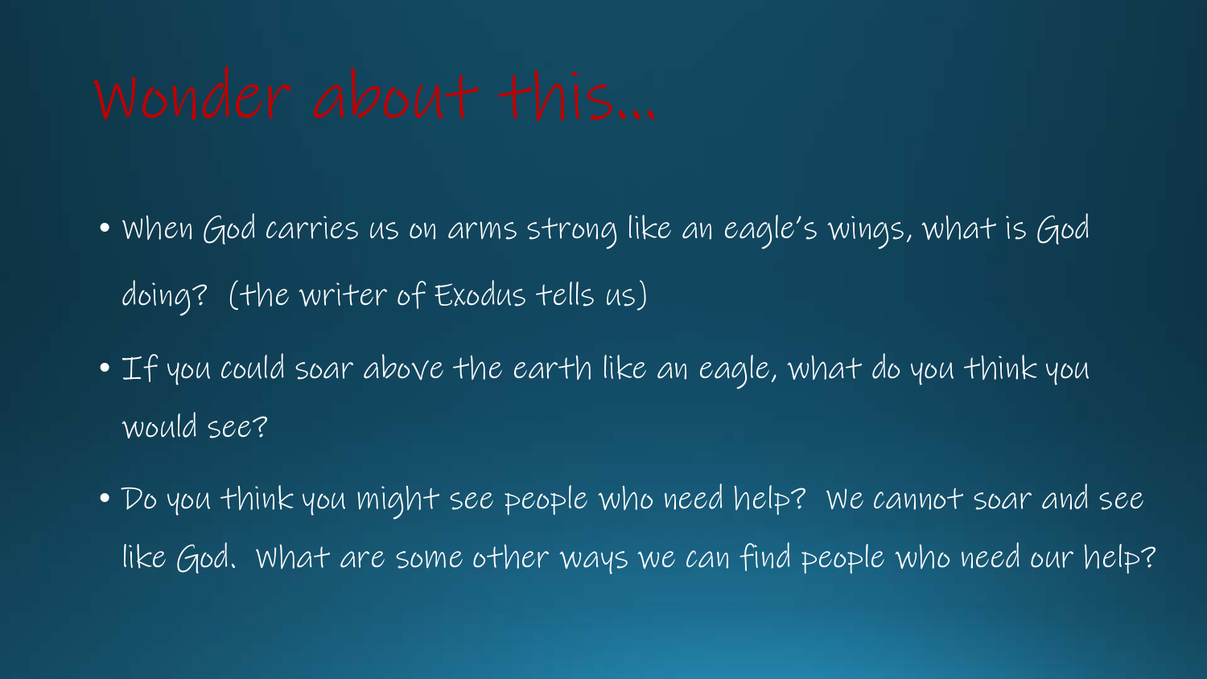# Wonder about this…

- When God carries us on arms strong like an eagle's wings, what is God doing? (the writer of Exodus tells us)
- If you could soar above the earth like an eagle, what do you think you would see?
- Do you think you might see people who need help? We cannot soar and see like God. What are some other ways we can find people who need our help?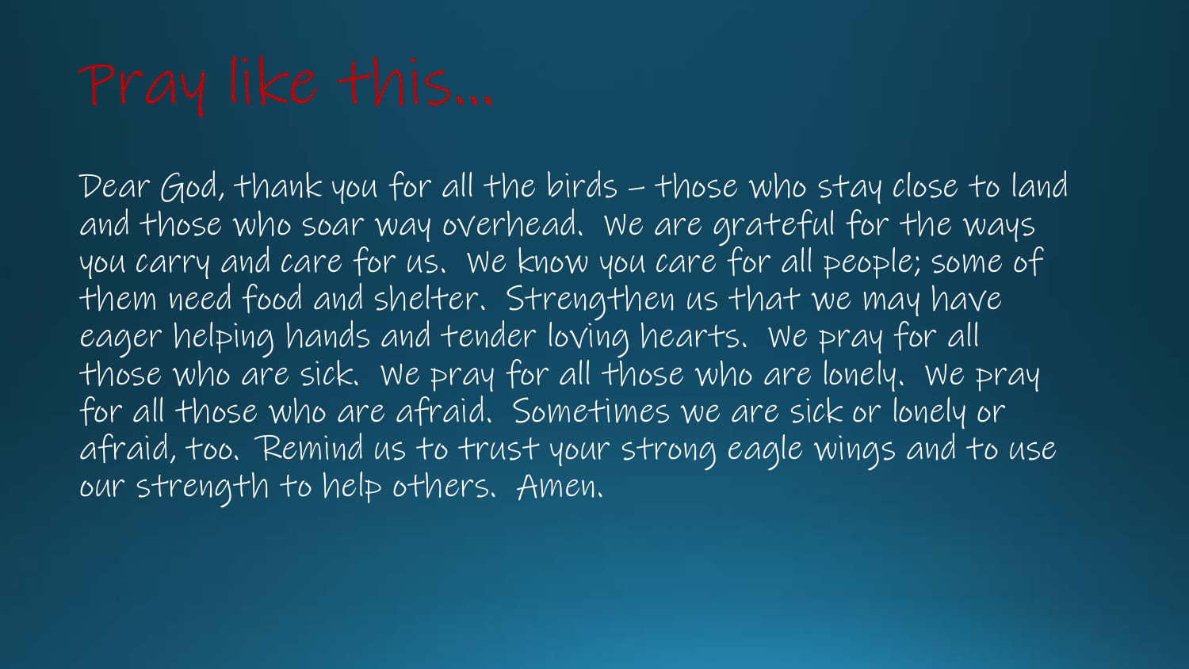# Pray like this…

Dear God, thank you for all the birds – those who stay close to land and those who soar way overhead. We are grateful for the ways you carry and care for us. We know you care for all people; some of them need food and shelter. Strengthen us that we may have eager helping hands and tender loving hearts. We pray for all those who are sick. We pray for all those who are lonely. We pray for all those who are afraid. Sometimes we are sick or lonely or afraid, too. Remind us to trust your strong eagle wings and to use our strength to help others. Amen.